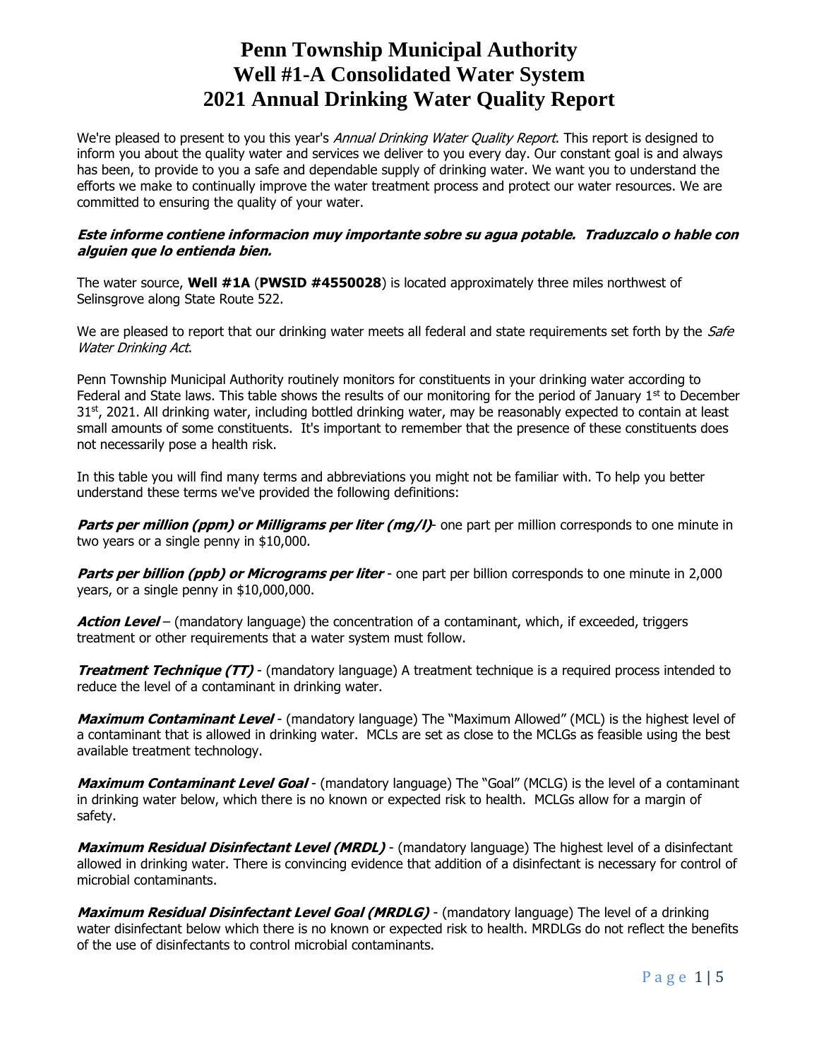# Penn Township Municipal Authority
# Well #1-A Consolidated Water System
# 2021 Annual Drinking Water Quality Report

We're pleased to present to you this year's *Annual Drinking Water Quality Report*. This report is designed to inform you about the quality water and services we deliver to you every day. Our constant goal is and always has been, to provide to you a safe and dependable supply of drinking water. We want you to understand the efforts we make to continually improve the water treatment process and protect our water resources. We are committed to ensuring the quality of your water.

***Este informe contiene informacion muy importante sobre su agua potable. Traduzcalo o hable con alguien que lo entienda bien.***

The water source, **Well #1A** (**PWSID #4550028**) is located approximately three miles northwest of Selinsgrove along State Route 522.

We are pleased to report that our drinking water meets all federal and state requirements set forth by the *Safe Water Drinking Act*.

Penn Township Municipal Authority routinely monitors for constituents in your drinking water according to Federal and State laws. This table shows the results of our monitoring for the period of January 1st to December 31st, 2021. All drinking water, including bottled drinking water, may be reasonably expected to contain at least small amounts of some constituents. It's important to remember that the presence of these constituents does not necessarily pose a health risk.

In this table you will find many terms and abbreviations you might not be familiar with. To help you better understand these terms we've provided the following definitions:

***Parts per million (ppm) or Milligrams per liter (mg/l)***- one part per million corresponds to one minute in two years or a single penny in $10,000.

***Parts per billion (ppb) or Micrograms per liter*** - one part per billion corresponds to one minute in 2,000 years, or a single penny in $10,000,000.

***Action Level*** – (mandatory language) the concentration of a contaminant, which, if exceeded, triggers treatment or other requirements that a water system must follow.

***Treatment Technique (TT)*** - (mandatory language) A treatment technique is a required process intended to reduce the level of a contaminant in drinking water.

***Maximum Contaminant Level*** - (mandatory language) The "Maximum Allowed" (MCL) is the highest level of a contaminant that is allowed in drinking water. MCLs are set as close to the MCLGs as feasible using the best available treatment technology.

***Maximum Contaminant Level Goal*** - (mandatory language) The "Goal" (MCLG) is the level of a contaminant in drinking water below, which there is no known or expected risk to health. MCLGs allow for a margin of safety.

***Maximum Residual Disinfectant Level (MRDL)*** - (mandatory language) The highest level of a disinfectant allowed in drinking water. There is convincing evidence that addition of a disinfectant is necessary for control of microbial contaminants.

***Maximum Residual Disinfectant Level Goal (MRDLG)*** - (mandatory language) The level of a drinking water disinfectant below which there is no known or expected risk to health. MRDLGs do not reflect the benefits of the use of disinfectants to control microbial contaminants.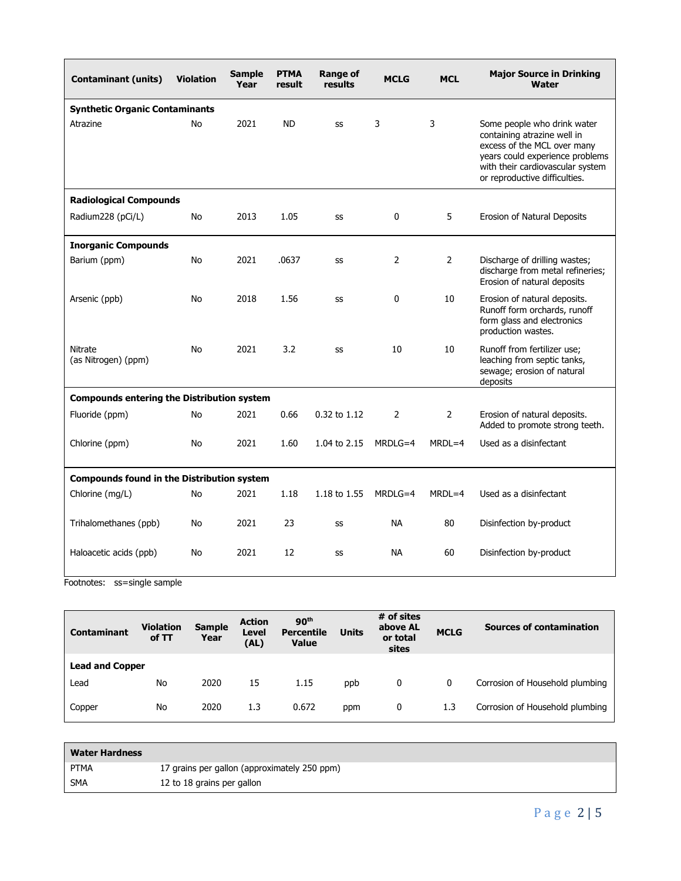| Contaminant (units) | Violation | Sample Year | PTMA result | Range of results | MCLG | MCL | Major Source in Drinking Water |
|---|---|---|---|---|---|---|---|
| **Synthetic Organic Contaminants** | | | | | | | |
| Atrazine | No | 2021 | ND | ss | 3 | 3 | Some people who drink water containing atrazine well in excess of the MCL over many years could experience problems with their cardiovascular system or reproductive difficulties. |
| **Radiological Compounds** | | | | | | | |
| Radium228 (pCi/L) | No | 2013 | 1.05 | ss | 0 | 5 | Erosion of Natural Deposits |
| **Inorganic Compounds** | | | | | | | |
| Barium (ppm) | No | 2021 | .0637 | ss | 2 | 2 | Discharge of drilling wastes; discharge from metal refineries; Erosion of natural deposits |
| Arsenic (ppb) | No | 2018 | 1.56 | ss | 0 | 10 | Erosion of natural deposits. Runoff form orchards, runoff form glass and electronics production wastes. |
| Nitrate (as Nitrogen) (ppm) | No | 2021 | 3.2 | ss | 10 | 10 | Runoff from fertilizer use; leaching from septic tanks, sewage; erosion of natural deposits |
| **Compounds entering the Distribution system** | | | | | | | |
| Fluoride (ppm) | No | 2021 | 0.66 | 0.32 to 1.12 | 2 | 2 | Erosion of natural deposits. Added to promote strong teeth. |
| Chlorine (ppm) | No | 2021 | 1.60 | 1.04 to 2.15 | MRDLG=4 | MRDL=4 | Used as a disinfectant |
| **Compounds found in the Distribution system** | | | | | | | |
| Chlorine (mg/L) | No | 2021 | 1.18 | 1.18 to 1.55 | MRDLG=4 | MRDL=4 | Used as a disinfectant |
| Trihalomethanes (ppb) | No | 2021 | 23 | ss | NA | 80 | Disinfection by-product |
| Haloacetic acids (ppb) | No | 2021 | 12 | ss | NA | 60 | Disinfection by-product |

Footnotes: ss=single sample

| Contaminant | Violation of TT | Sample Year | Action Level (AL) | 90th Percentile Value | Units | # of sites above AL or total sites | MCLG | Sources of contamination |
|---|---|---|---|---|---|---|---|---|
| **Lead and Copper** | | | | | | | | |
| Lead | No | 2020 | 15 | 1.15 | ppb | 0 | 0 | Corrosion of Household plumbing |
| Copper | No | 2020 | 1.3 | 0.672 | ppm | 0 | 1.3 | Corrosion of Household plumbing |

| Water Hardness | |
|---|---|
| PTMA | 17 grains per gallon (approximately 250 ppm) |
| SMA | 12 to 18 grains per gallon |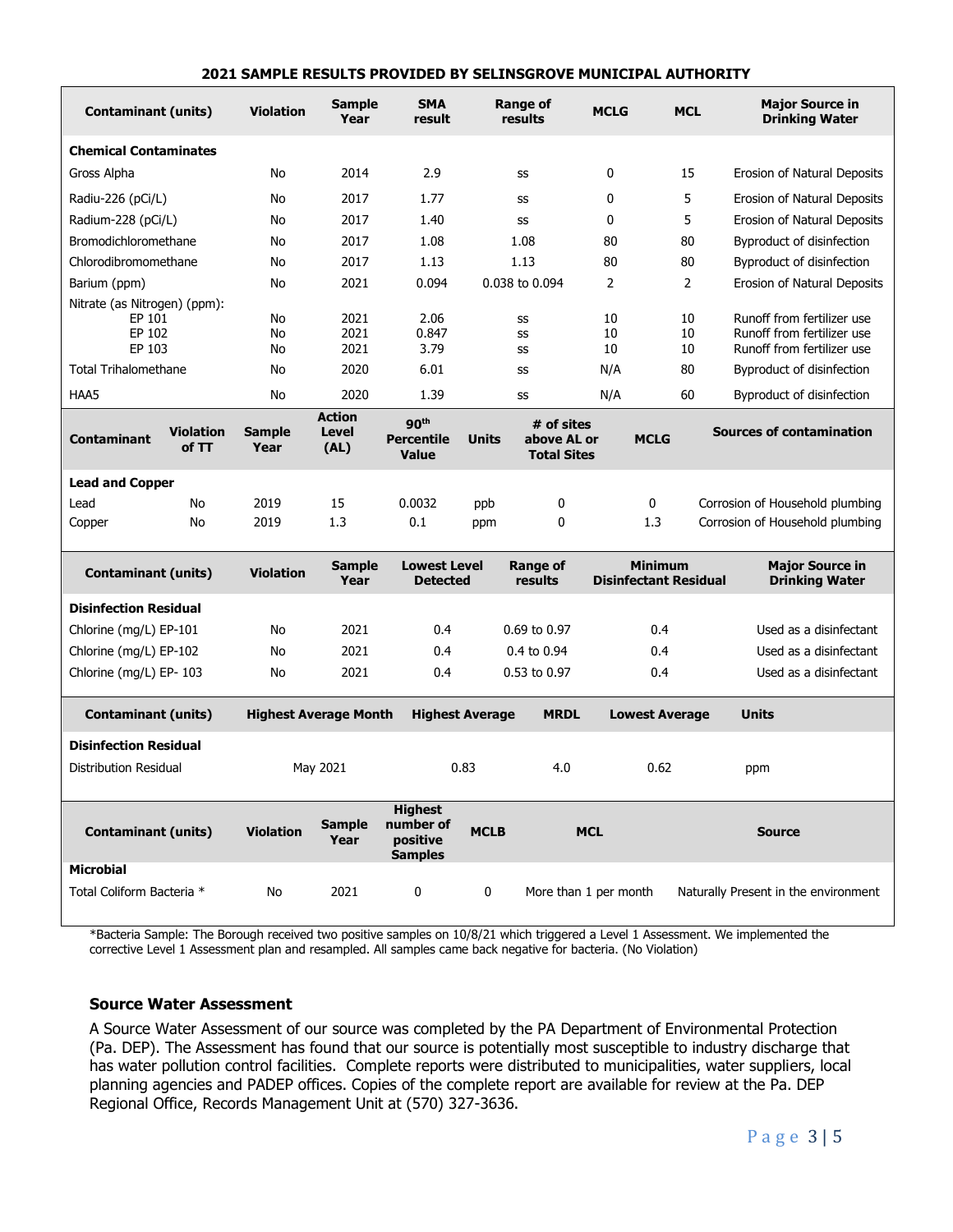## 2021 SAMPLE RESULTS PROVIDED BY SELINSGROVE MUNICIPAL AUTHORITY

| Contaminant (units) | Violation | Sample Year | SMA result | Range of results | MCLG | MCL | Major Source in Drinking Water |
|---|---|---|---|---|---|---|---|
| **Chemical Contaminates** | | | | | | | |
| Gross Alpha | No | 2014 | 2.9 | ss | 0 | 15 | Erosion of Natural Deposits |
| Radiu-226 (pCi/L) | No | 2017 | 1.77 | ss | 0 | 5 | Erosion of Natural Deposits |
| Radium-228 (pCi/L) | No | 2017 | 1.40 | ss | 0 | 5 | Erosion of Natural Deposits |
| Bromodichloromethane | No | 2017 | 1.08 | 1.08 | 80 | 80 | Byproduct of disinfection |
| Chlorodibromomethane | No | 2017 | 1.13 | 1.13 | 80 | 80 | Byproduct of disinfection |
| Barium (ppm) | No | 2021 | 0.094 | 0.038 to 0.094 | 2 | 2 | Erosion of Natural Deposits |
| Nitrate (as Nitrogen) (ppm): | | | | | | | |
| EP 101 | No | 2021 | 2.06 | ss | 10 | 10 | Runoff from fertilizer use |
| EP 102 | No | 2021 | 0.847 | ss | 10 | 10 | Runoff from fertilizer use |
| EP 103 | No | 2021 | 3.79 | ss | 10 | 10 | Runoff from fertilizer use |
| Total Trihalomethane | No | 2020 | 6.01 | ss | N/A | 80 | Byproduct of disinfection |
| HAA5 | No | 2020 | 1.39 | ss | N/A | 60 | Byproduct of disinfection |

| Contaminant | Violation of TT | Sample Year | Action Level (AL) | 90th Percentile Value | Units | # of sites above AL or Total Sites | MCLG | Sources of contamination |
|---|---|---|---|---|---|---|---|---|
| **Lead and Copper** | | | | | | | | |
| Lead | No | 2019 | 15 | 0.0032 | ppb | 0 | 0 | Corrosion of Household plumbing |
| Copper | No | 2019 | 1.3 | 0.1 | ppm | 0 | 1.3 | Corrosion of Household plumbing |

| Contaminant (units) | Violation | Sample Year | Lowest Level Detected | Range of results | Minimum Disinfectant Residual | Major Source in Drinking Water |
|---|---|---|---|---|---|---|
| **Disinfection Residual** | | | | | | |
| Chlorine (mg/L) EP-101 | No | 2021 | 0.4 | 0.69 to 0.97 | 0.4 | Used as a disinfectant |
| Chlorine (mg/L) EP-102 | No | 2021 | 0.4 | 0.4 to 0.94 | 0.4 | Used as a disinfectant |
| Chlorine (mg/L) EP- 103 | No | 2021 | 0.4 | 0.53 to 0.97 | 0.4 | Used as a disinfectant |

| Contaminant (units) | Highest Average Month | Highest Average | MRDL | Lowest Average | Units |
|---|---|---|---|---|---|
| **Disinfection Residual** | | | | | |
| Distribution Residual | May 2021 | 0.83 | 4.0 | 0.62 | ppm |

| Contaminant (units) | Violation | Sample Year | Highest number of positive Samples | MCLB | MCL | Source |
|---|---|---|---|---|---|---|
| **Microbial** | | | | | | |
| Total Coliform Bacteria * | No | 2021 | 0 | 0 | More than 1 per month | Naturally Present in the environment |

*Bacteria Sample: The Borough received two positive samples on 10/8/21 which triggered a Level 1 Assessment. We implemented the corrective Level 1 Assessment plan and resampled. All samples came back negative for bacteria. (No Violation)

### Source Water Assessment

A Source Water Assessment of our source was completed by the PA Department of Environmental Protection (Pa. DEP). The Assessment has found that our source is potentially most susceptible to industry discharge that has water pollution control facilities. Complete reports were distributed to municipalities, water suppliers, local planning agencies and PADEP offices. Copies of the complete report are available for review at the Pa. DEP Regional Office, Records Management Unit at (570) 327-3636.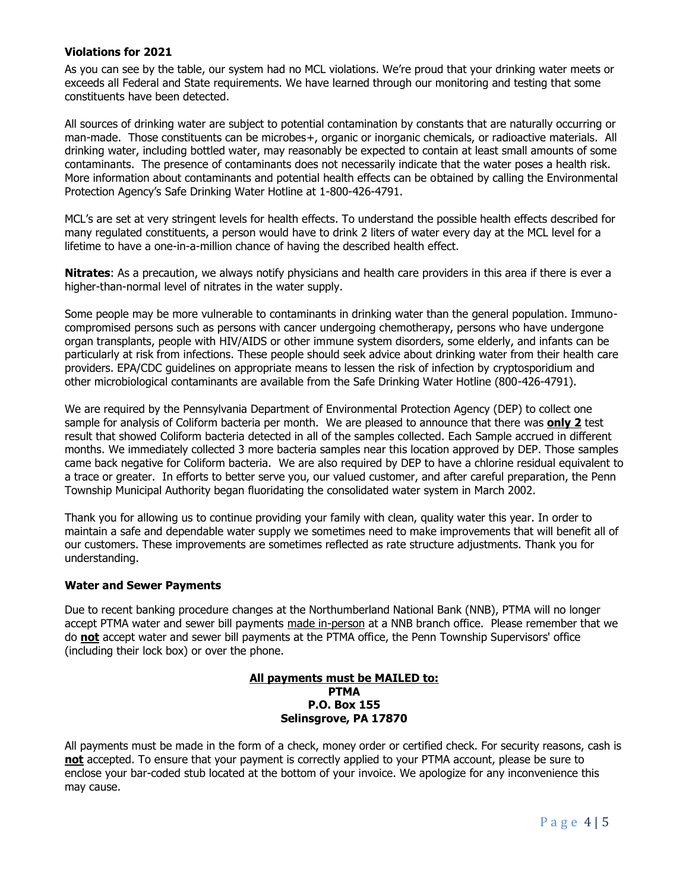### Violations for 2021

As you can see by the table, our system had no MCL violations. We're proud that your drinking water meets or exceeds all Federal and State requirements. We have learned through our monitoring and testing that some constituents have been detected.

All sources of drinking water are subject to potential contamination by constants that are naturally occurring or man-made. Those constituents can be microbes+, organic or inorganic chemicals, or radioactive materials. All drinking water, including bottled water, may reasonably be expected to contain at least small amounts of some contaminants. The presence of contaminants does not necessarily indicate that the water poses a health risk. More information about contaminants and potential health effects can be obtained by calling the Environmental Protection Agency's Safe Drinking Water Hotline at 1-800-426-4791.

MCL's are set at very stringent levels for health effects. To understand the possible health effects described for many regulated constituents, a person would have to drink 2 liters of water every day at the MCL level for a lifetime to have a one-in-a-million chance of having the described health effect.

**Nitrates**: As a precaution, we always notify physicians and health care providers in this area if there is ever a higher-than-normal level of nitrates in the water supply.

Some people may be more vulnerable to contaminants in drinking water than the general population. Immuno-compromised persons such as persons with cancer undergoing chemotherapy, persons who have undergone organ transplants, people with HIV/AIDS or other immune system disorders, some elderly, and infants can be particularly at risk from infections. These people should seek advice about drinking water from their health care providers. EPA/CDC guidelines on appropriate means to lessen the risk of infection by cryptosporidium and other microbiological contaminants are available from the Safe Drinking Water Hotline (800-426-4791).

We are required by the Pennsylvania Department of Environmental Protection Agency (DEP) to collect one sample for analysis of Coliform bacteria per month. We are pleased to announce that there was **only 2** test result that showed Coliform bacteria detected in all of the samples collected. Each Sample accrued in different months. We immediately collected 3 more bacteria samples near this location approved by DEP. Those samples came back negative for Coliform bacteria. We are also required by DEP to have a chlorine residual equivalent to a trace or greater. In efforts to better serve you, our valued customer, and after careful preparation, the Penn Township Municipal Authority began fluoridating the consolidated water system in March 2002.

Thank you for allowing us to continue providing your family with clean, quality water this year. In order to maintain a safe and dependable water supply we sometimes need to make improvements that will benefit all of our customers. These improvements are sometimes reflected as rate structure adjustments. Thank you for understanding.

### Water and Sewer Payments

Due to recent banking procedure changes at the Northumberland National Bank (NNB), PTMA will no longer accept PTMA water and sewer bill payments made in-person at a NNB branch office. Please remember that we do **not** accept water and sewer bill payments at the PTMA office, the Penn Township Supervisors' office (including their lock box) or over the phone.

**All payments must be MAILED to:**
**PTMA**
**P.O. Box 155**
**Selinsgrove, PA 17870**

All payments must be made in the form of a check, money order or certified check. For security reasons, cash is **not** accepted. To ensure that your payment is correctly applied to your PTMA account, please be sure to enclose your bar-coded stub located at the bottom of your invoice. We apologize for any inconvenience this may cause.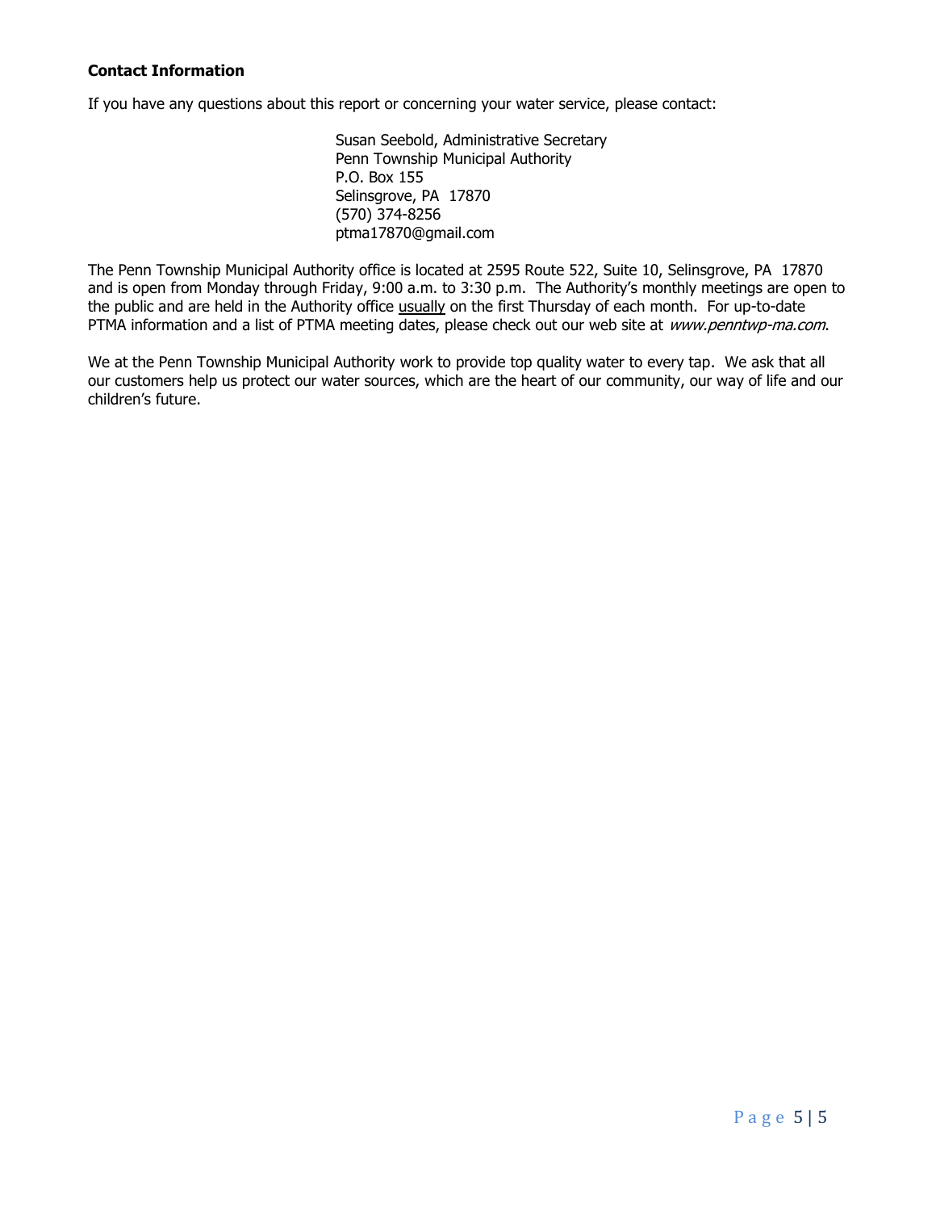**Contact Information**

If you have any questions about this report or concerning your water service, please contact:

Susan Seebold, Administrative Secretary
Penn Township Municipal Authority
P.O. Box 155
Selinsgrove, PA 17870
(570) 374-8256
ptma17870@gmail.com

The Penn Township Municipal Authority office is located at 2595 Route 522, Suite 10, Selinsgrove, PA 17870 and is open from Monday through Friday, 9:00 a.m. to 3:30 p.m. The Authority's monthly meetings are open to the public and are held in the Authority office usually on the first Thursday of each month. For up-to-date PTMA information and a list of PTMA meeting dates, please check out our web site at *www.penntwp-ma.com*.

We at the Penn Township Municipal Authority work to provide top quality water to every tap. We ask that all our customers help us protect our water sources, which are the heart of our community, our way of life and our children's future.